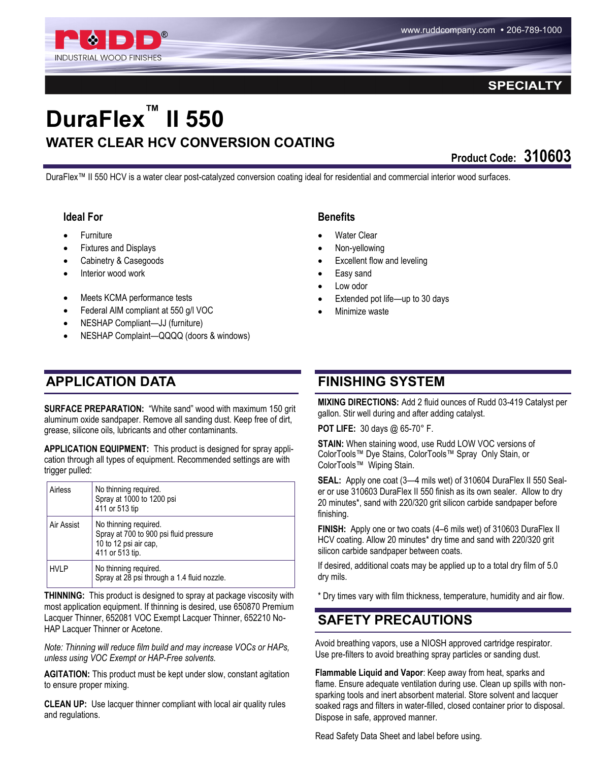RUDD® INDUSTRIAL WOOD FINISHES

www.ruddcompany.com • 206-789-1000

SPECIALTY

# DuraFlex™ II 550

## WATER CLEAR HCV CONVERSION COATING

**Product Code: 310603**

DuraFlex™ II 550 HCV is a water clear post-catalyzed conversion coating ideal for residential and commercial interior wood surfaces.

### Ideal For

- Furniture
- Fixtures and Displays
- Cabinetry & Casegoods
- Interior wood work

- Meets KCMA performance tests
- Federal AIM compliant at 550 g/l VOC
- NESHAP Compliant—JJ (furniture)
- NESHAP Complaint—QQQQ (doors & windows)

### Benefits

- Water Clear
- Non-yellowing
- Excellent flow and leveling
- Easy sand
- Low odor
- Extended pot life—up to 30 days
- Minimize waste

## APPLICATION DATA

**SURFACE PREPARATION:** "White sand" wood with maximum 150 grit aluminum oxide sandpaper. Remove all sanding dust. Keep free of dirt, grease, silicone oils, lubricants and other contaminants.

**APPLICATION EQUIPMENT:** This product is designed for spray application through all types of equipment. Recommended settings are with trigger pulled:

| | |
|---|---|
| Airless | No thinning required.<br>Spray at 1000 to 1200 psi<br>411 or 513 tip |
| Air Assist | No thinning required.<br>Spray at 700 to 900 psi fluid pressure<br>10 to 12 psi air cap,<br>411 or 513 tip. |
| HVLP | No thinning required.<br>Spray at 28 psi through a 1.4 fluid nozzle. |

**THINNING:** This product is designed to spray at package viscosity with most application equipment. If thinning is desired, use 650870 Premium Lacquer Thinner, 652081 VOC Exempt Lacquer Thinner, 652210 No-HAP Lacquer Thinner or Acetone.

*Note: Thinning will reduce film build and may increase VOCs or HAPs, unless using VOC Exempt or HAP-Free solvents.*

**AGITATION:** This product must be kept under slow, constant agitation to ensure proper mixing.

**CLEAN UP:** Use lacquer thinner compliant with local air quality rules and regulations.

## FINISHING SYSTEM

**MIXING DIRECTIONS:** Add 2 fluid ounces of Rudd 03-419 Catalyst per gallon. Stir well during and after adding catalyst.

**POT LIFE:** 30 days @ 65-70° F.

**STAIN:** When staining wood, use Rudd LOW VOC versions of ColorTools™ Dye Stains, ColorTools™ Spray Only Stain, or ColorTools™ Wiping Stain.

**SEAL:** Apply one coat (3—4 mils wet) of 310604 DuraFlex II 550 Sealer or use 310603 DuraFlex II 550 finish as its own sealer. Allow to dry 20 minutes*, sand with 220/320 grit silicon carbide sandpaper before finishing.

**FINISH:** Apply one or two coats (4–6 mils wet) of 310603 DuraFlex II HCV coating. Allow 20 minutes* dry time and sand with 220/320 grit silicon carbide sandpaper between coats.

If desired, additional coats may be applied up to a total dry film of 5.0 dry mils.

\* Dry times vary with film thickness, temperature, humidity and air flow.

## SAFETY PRECAUTIONS

Avoid breathing vapors, use a NIOSH approved cartridge respirator. Use pre-filters to avoid breathing spray particles or sanding dust.

**Flammable Liquid and Vapor**: Keep away from heat, sparks and flame. Ensure adequate ventilation during use. Clean up spills with non-sparking tools and inert absorbent material. Store solvent and lacquer soaked rags and filters in water-filled, closed container prior to disposal. Dispose in safe, approved manner.

Read Safety Data Sheet and label before using.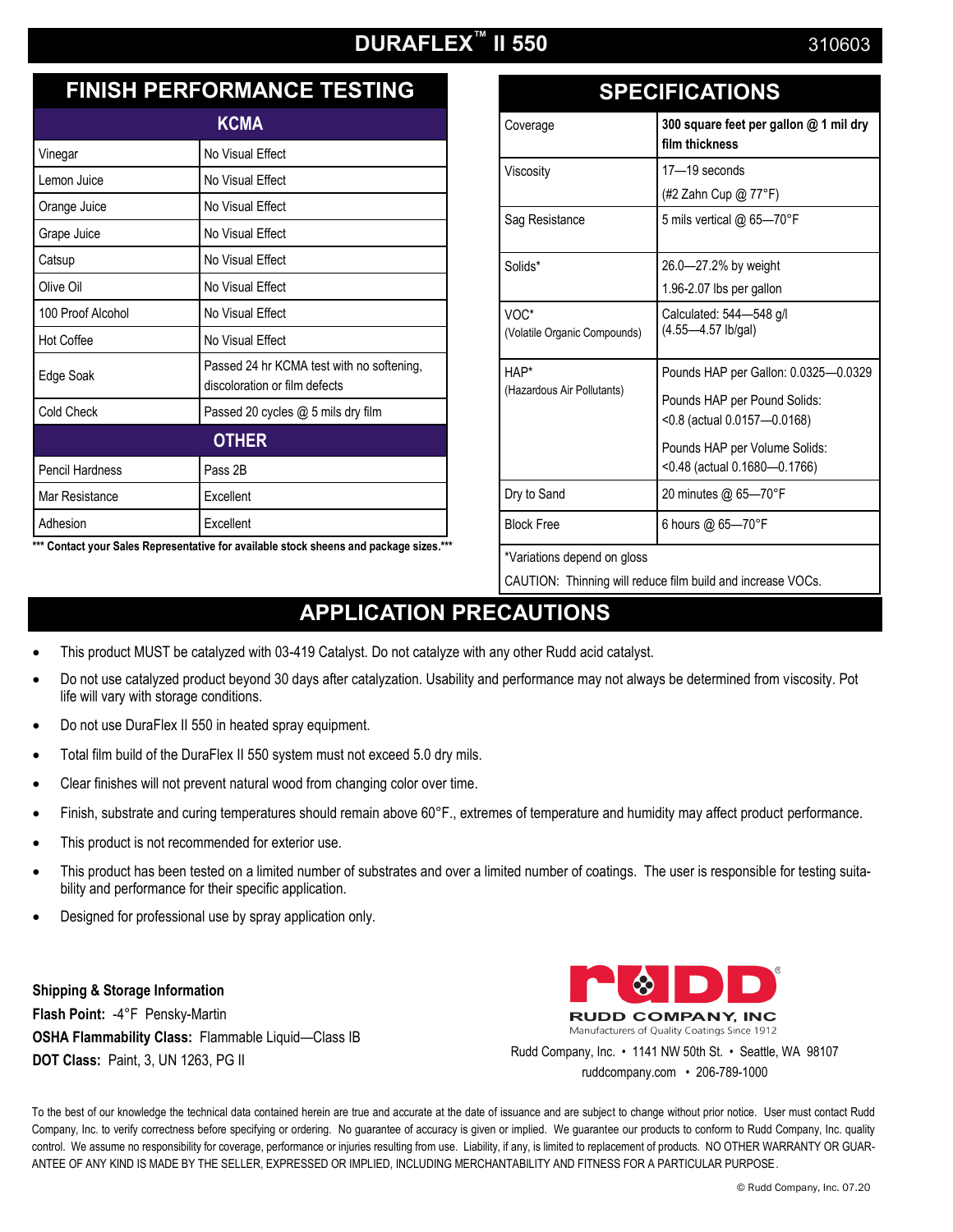# DURAFLEX™ II 550

310603

## FINISH PERFORMANCE TESTING

| KCMA | |
|---|---|
| Vinegar | No Visual Effect |
| Lemon Juice | No Visual Effect |
| Orange Juice | No Visual Effect |
| Grape Juice | No Visual Effect |
| Catsup | No Visual Effect |
| Olive Oil | No Visual Effect |
| 100 Proof Alcohol | No Visual Effect |
| Hot Coffee | No Visual Effect |
| Edge Soak | Passed 24 hr KCMA test with no softening, discoloration or film defects |
| Cold Check | Passed 20 cycles @ 5 mils dry film |
| **OTHER** | |
| Pencil Hardness | Pass 2B |
| Mar Resistance | Excellent |
| Adhesion | Excellent |

**\*\*\* Contact your Sales Representative for available stock sheens and package sizes.\*\*\***

## SPECIFICATIONS

| | |
|---|---|
| Coverage | **300 square feet per gallon @ 1 mil dry film thickness** |
| Viscosity | 17—19 seconds (#2 Zahn Cup @ 77°F) |
| Sag Resistance | 5 mils vertical @ 65—70°F |
| Solids* | 26.0—27.2% by weight<br>1.96-2.07 lbs per gallon |
| VOC* (Volatile Organic Compounds) | Calculated: 544—548 g/l (4.55—4.57 lb/gal) |
| HAP* (Hazardous Air Pollutants) | Pounds HAP per Gallon: 0.0325—0.0329<br>Pounds HAP per Pound Solids: <0.8 (actual 0.0157—0.0168)<br>Pounds HAP per Volume Solids: <0.48 (actual 0.1680—0.1766) |
| Dry to Sand | 20 minutes @ 65—70°F |
| Block Free | 6 hours @ 65—70°F |

*Variations depend on gloss

CAUTION: Thinning will reduce film build and increase VOCs.

## APPLICATION PRECAUTIONS

- This product MUST be catalyzed with 03-419 Catalyst. Do not catalyze with any other Rudd acid catalyst.
- Do not use catalyzed product beyond 30 days after catalyzation. Usability and performance may not always be determined from viscosity. Pot life will vary with storage conditions.
- Do not use DuraFlex II 550 in heated spray equipment.
- Total film build of the DuraFlex II 550 system must not exceed 5.0 dry mils.
- Clear finishes will not prevent natural wood from changing color over time.
- Finish, substrate and curing temperatures should remain above 60°F., extremes of temperature and humidity may affect product performance.
- This product is not recommended for exterior use.
- This product has been tested on a limited number of substrates and over a limited number of coatings. The user is responsible for testing suitability and performance for their specific application.
- Designed for professional use by spray application only.

**Shipping & Storage Information**
**Flash Point:** -4°F Pensky-Martin
**OSHA Flammability Class:** Flammable Liquid—Class IB
**DOT Class:** Paint, 3, UN 1263, PG II

RUDD COMPANY, INC
Manufacturers of Quality Coatings Since 1912
Rudd Company, Inc. • 1141 NW 50th St. • Seattle, WA 98107
ruddcompany.com • 206-789-1000

To the best of our knowledge the technical data contained herein are true and accurate at the date of issuance and are subject to change without prior notice. User must contact Rudd Company, Inc. to verify correctness before specifying or ordering. No guarantee of accuracy is given or implied. We guarantee our products to conform to Rudd Company, Inc. quality control. We assume no responsibility for coverage, performance or injuries resulting from use. Liability, if any, is limited to replacement of products. NO OTHER WARRANTY OR GUARANTEE OF ANY KIND IS MADE BY THE SELLER, EXPRESSED OR IMPLIED, INCLUDING MERCHANTABILITY AND FITNESS FOR A PARTICULAR PURPOSE.

© Rudd Company, Inc. 07.20